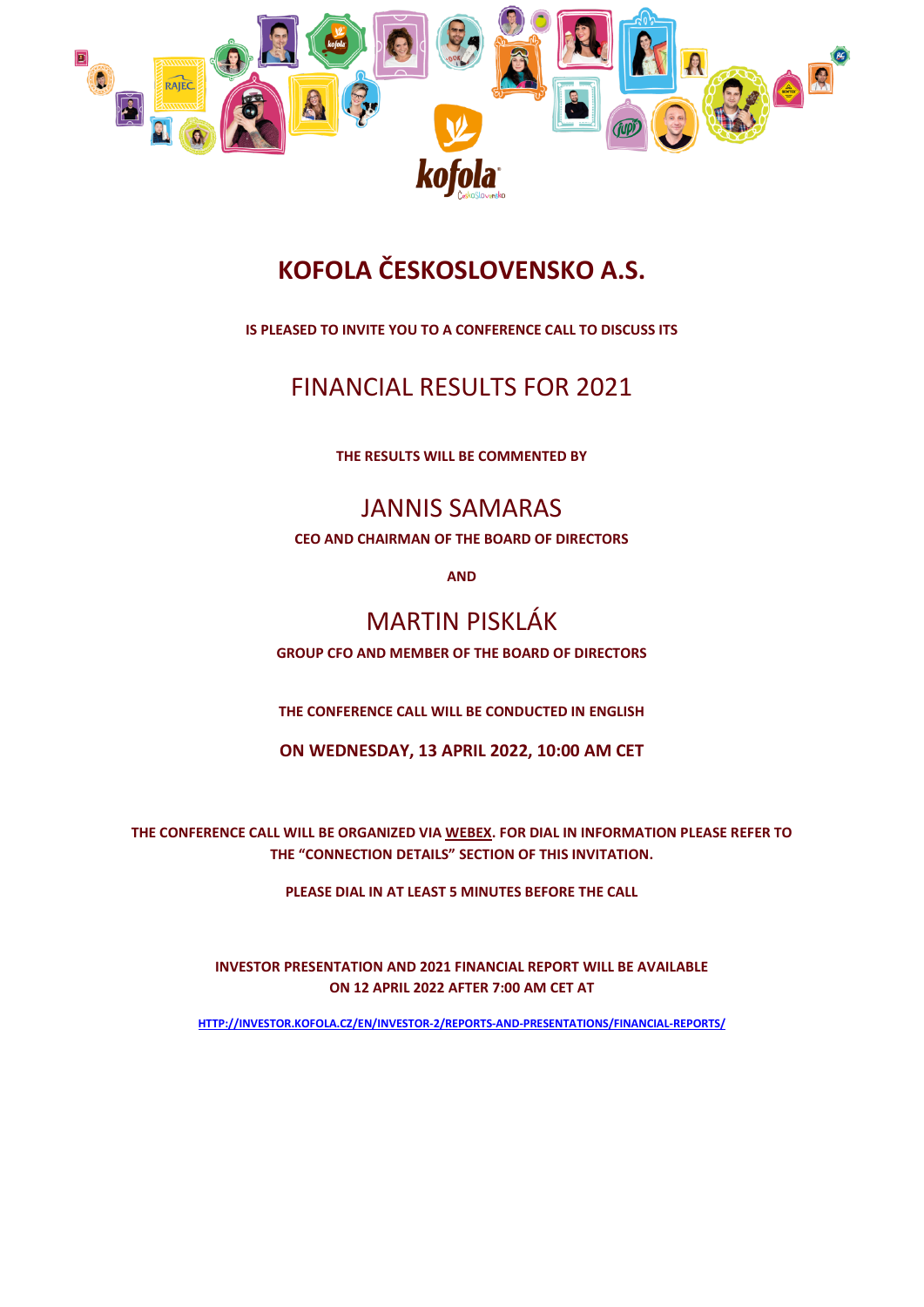# KOFOLA ČESKOSLOVENSKO A.S.

**IS PLEASED TO INVITE YOU TO A CONFERENCE CALL TO DISCUSS ITS**

## FINANCIAL RESULTS FOR 2021

**THE RESULTS WILL BE COMMENTED BY**

## JANNIS SAMARAS

**CEO AND CHAIRMAN OF THE BOARD OF DIRECTORS**

**AND**

## MARTIN PISKLÁK

**GROUP CFO AND MEMBER OF THE BOARD OF DIRECTORS**

**THE CONFERENCE CALL WILL BE CONDUCTED IN ENGLISH**

**ON WEDNESDAY, 13 APRIL 2022, 10:00 AM CET**

**THE CONFERENCE CALL WILL BE ORGANIZED VIA WEBEX. FOR DIAL IN INFORMATION PLEASE REFER TO THE "CONNECTION DETAILS" SECTION OF THIS INVITATION.**

**PLEASE DIAL IN AT LEAST 5 MINUTES BEFORE THE CALL**

**INVESTOR PRESENTATION AND 2021 FINANCIAL REPORT WILL BE AVAILABLE ON 12 APRIL 2022 AFTER 7:00 AM CET AT**

HTTP://INVESTOR.KOFOLA.CZ/EN/INVESTOR-2/REPORTS-AND-PRESENTATIONS/FINANCIAL-REPORTS/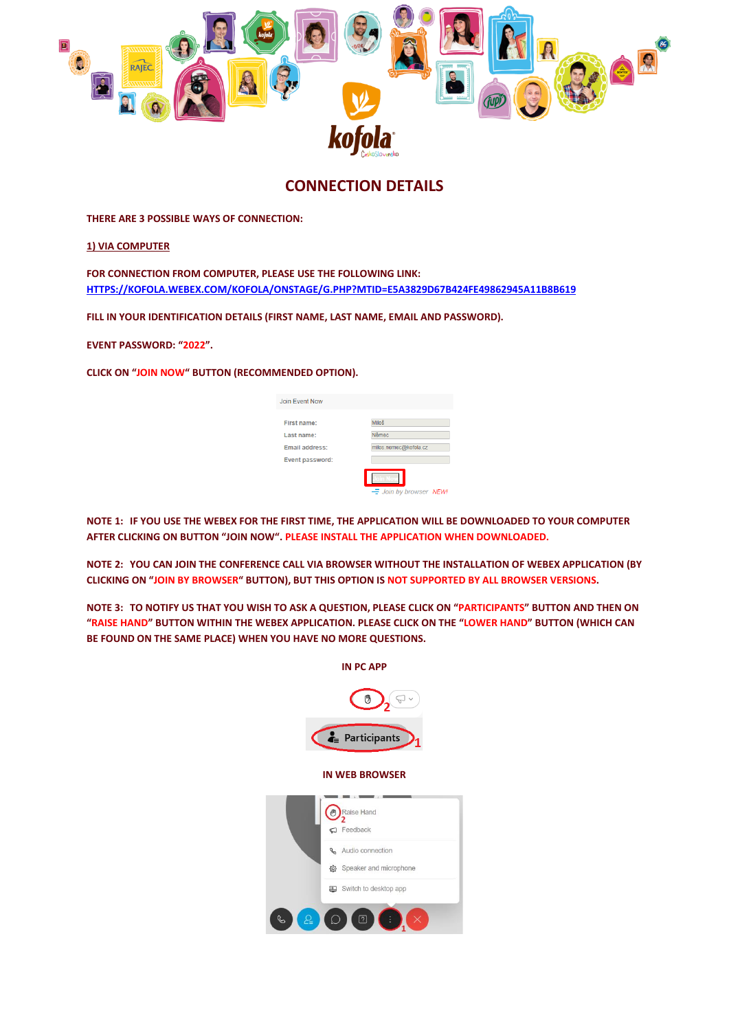# CONNECTION DETAILS

**THERE ARE 3 POSSIBLE WAYS OF CONNECTION:**

**1) VIA COMPUTER**

**FOR CONNECTION FROM COMPUTER, PLEASE USE THE FOLLOWING LINK:**
**HTTPS://KOFOLA.WEBEX.COM/KOFOLA/ONSTAGE/G.PHP?MTID=E5A3829D67B424FE49862945A11B8B619**

**FILL IN YOUR IDENTIFICATION DETAILS (FIRST NAME, LAST NAME, EMAIL AND PASSWORD).**

**EVENT PASSWORD: "2022".**

**CLICK ON "JOIN NOW" BUTTON (RECOMMENDED OPTION).**

**NOTE 1: IF YOU USE THE WEBEX FOR THE FIRST TIME, THE APPLICATION WILL BE DOWNLOADED TO YOUR COMPUTER AFTER CLICKING ON BUTTON "JOIN NOW". PLEASE INSTALL THE APPLICATION WHEN DOWNLOADED.**

**NOTE 2: YOU CAN JOIN THE CONFERENCE CALL VIA BROWSER WITHOUT THE INSTALLATION OF WEBEX APPLICATION (BY CLICKING ON "JOIN BY BROWSER" BUTTON), BUT THIS OPTION IS NOT SUPPORTED BY ALL BROWSER VERSIONS.**

**NOTE 3: TO NOTIFY US THAT YOU WISH TO ASK A QUESTION, PLEASE CLICK ON "PARTICIPANTS" BUTTON AND THEN ON "RAISE HAND" BUTTON WITHIN THE WEBEX APPLICATION. PLEASE CLICK ON THE "LOWER HAND" BUTTON (WHICH CAN BE FOUND ON THE SAME PLACE) WHEN YOU HAVE NO MORE QUESTIONS.**

**IN PC APP**

**IN WEB BROWSER**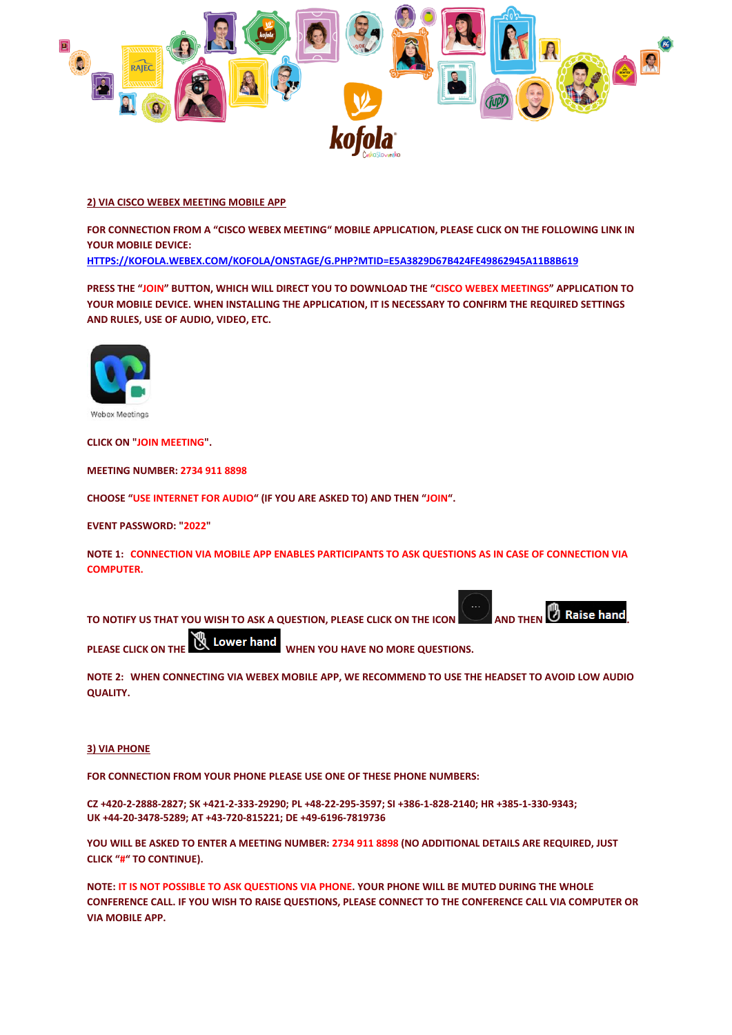## 2) VIA CISCO WEBEX MEETING MOBILE APP

**FOR CONNECTION FROM A "CISCO WEBEX MEETING" MOBILE APPLICATION, PLEASE CLICK ON THE FOLLOWING LINK IN YOUR MOBILE DEVICE:**
**HTTPS://KOFOLA.WEBEX.COM/KOFOLA/ONSTAGE/G.PHP?MTID=E5A3829D67B424FE49862945A11B8B619**

**PRESS THE "JOIN" BUTTON, WHICH WILL DIRECT YOU TO DOWNLOAD THE "CISCO WEBEX MEETINGS" APPLICATION TO YOUR MOBILE DEVICE. WHEN INSTALLING THE APPLICATION, IT IS NECESSARY TO CONFIRM THE REQUIRED SETTINGS AND RULES, USE OF AUDIO, VIDEO, ETC.**

Webex Meetings

**CLICK ON "JOIN MEETING".**

**MEETING NUMBER: 2734 911 8898**

**CHOOSE "USE INTERNET FOR AUDIO" (IF YOU ARE ASKED TO) AND THEN "JOIN".**

**EVENT PASSWORD: "2022"**

**NOTE 1: CONNECTION VIA MOBILE APP ENABLES PARTICIPANTS TO ASK QUESTIONS AS IN CASE OF CONNECTION VIA COMPUTER.**

**TO NOTIFY US THAT YOU WISH TO ASK A QUESTION, PLEASE CLICK ON THE ICON ⋯ AND THEN Raise hand.**

**PLEASE CLICK ON THE Lower hand WHEN YOU HAVE NO MORE QUESTIONS.**

**NOTE 2: WHEN CONNECTING VIA WEBEX MOBILE APP, WE RECOMMEND TO USE THE HEADSET TO AVOID LOW AUDIO QUALITY.**

## 3) VIA PHONE

**FOR CONNECTION FROM YOUR PHONE PLEASE USE ONE OF THESE PHONE NUMBERS:**

**CZ +420-2-2888-2827; SK +421-2-333-29290; PL +48-22-295-3597; SI +386-1-828-2140; HR +385-1-330-9343; UK +44-20-3478-5289; AT +43-720-815221; DE +49-6196-7819736**

**YOU WILL BE ASKED TO ENTER A MEETING NUMBER: 2734 911 8898 (NO ADDITIONAL DETAILS ARE REQUIRED, JUST CLICK "#" TO CONTINUE).**

**NOTE: IT IS NOT POSSIBLE TO ASK QUESTIONS VIA PHONE. YOUR PHONE WILL BE MUTED DURING THE WHOLE CONFERENCE CALL. IF YOU WISH TO RAISE QUESTIONS, PLEASE CONNECT TO THE CONFERENCE CALL VIA COMPUTER OR VIA MOBILE APP.**